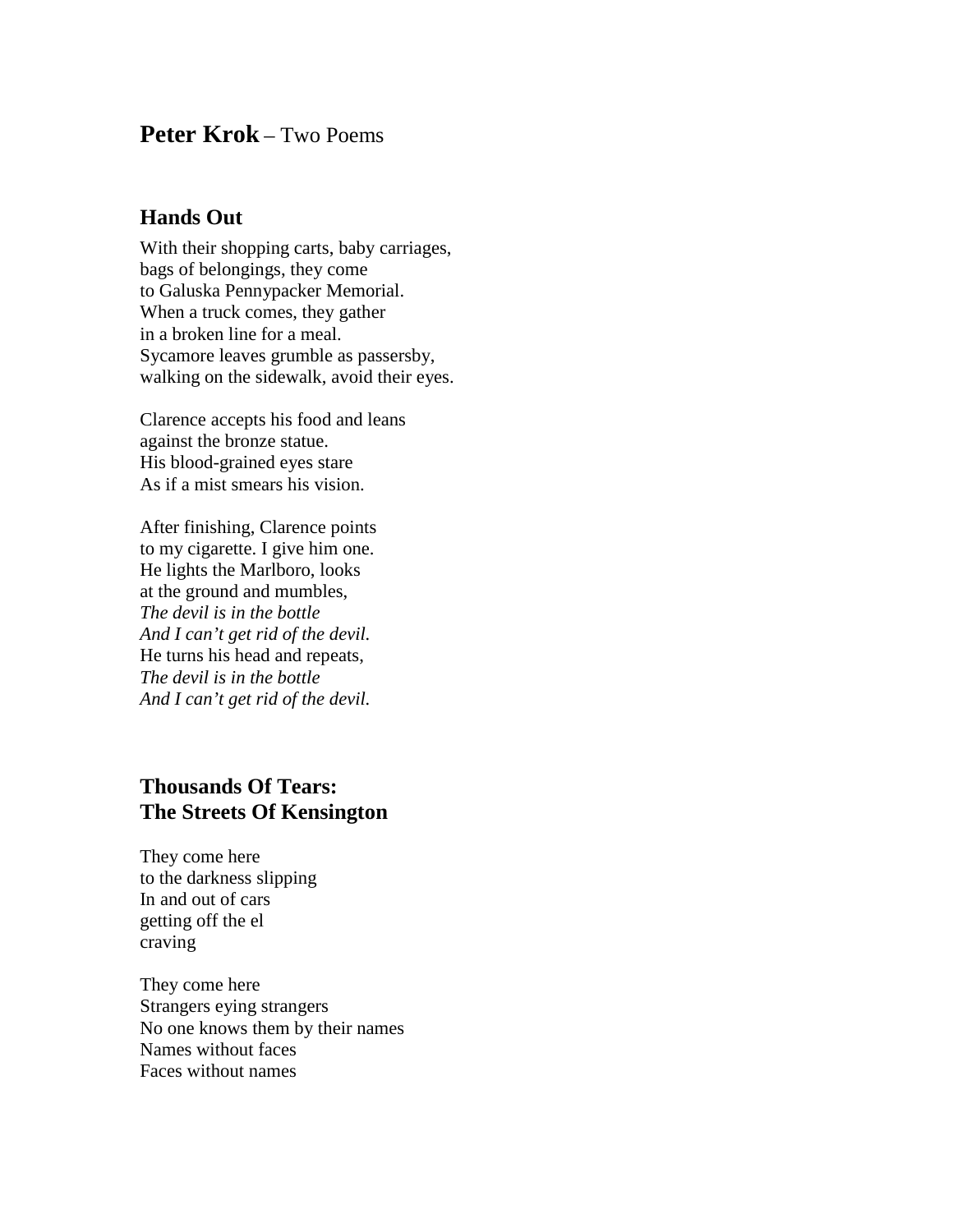# **Peter Krok** – Two Poems

## Hands Out

With their shopping carts, baby carriages,  
bags of belongings, they come  
to Galuska Pennypacker Memorial.  
When a truck comes, they gather  
in a broken line for a meal.  
Sycamore leaves grumble as passersby,  
walking on the sidewalk, avoid their eyes.

Clarence accepts his food and leans  
against the bronze statue.  
His blood-grained eyes stare  
As if a mist smears his vision.

After finishing, Clarence points  
to my cigarette. I give him one.  
He lights the Marlboro, looks  
at the ground and mumbles,  
*The devil is in the bottle*  
*And I can't get rid of the devil.*  
He turns his head and repeats,  
*The devil is in the bottle*  
*And I can't get rid of the devil.*

## Thousands Of Tears: The Streets Of Kensington

They come here  
to the darkness slipping  
In and out of cars  
getting off the el  
craving

They come here  
Strangers eying strangers  
No one knows them by their names  
Names without faces  
Faces without names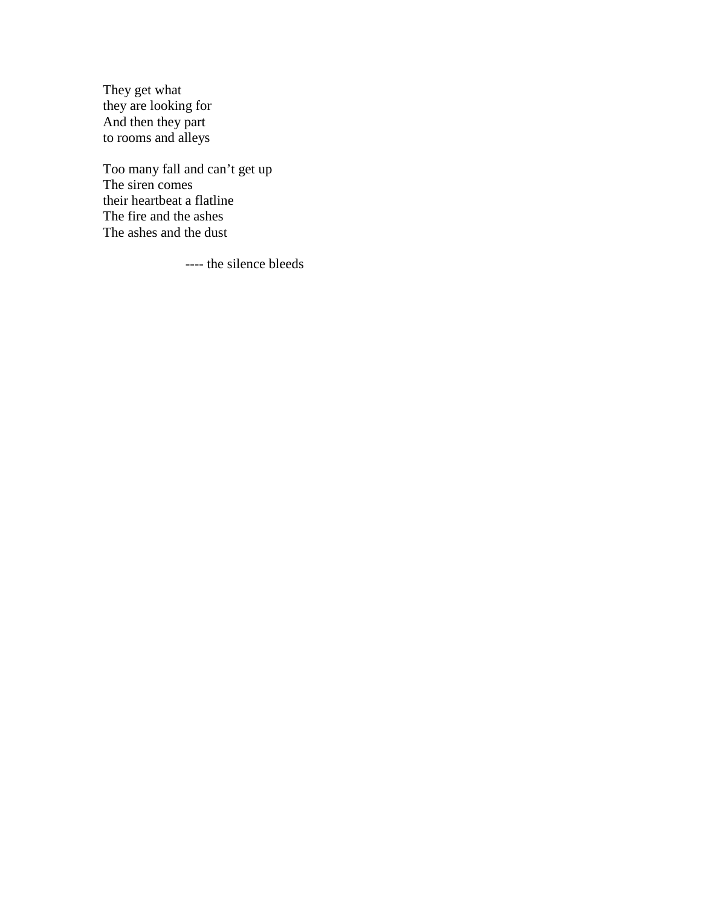They get what  
they are looking for  
And then they part  
to rooms and alleys

Too many fall and can’t get up  
The siren comes  
their heartbeat a flatline  
The fire and the ashes  
The ashes and the dust

---- the silence bleeds